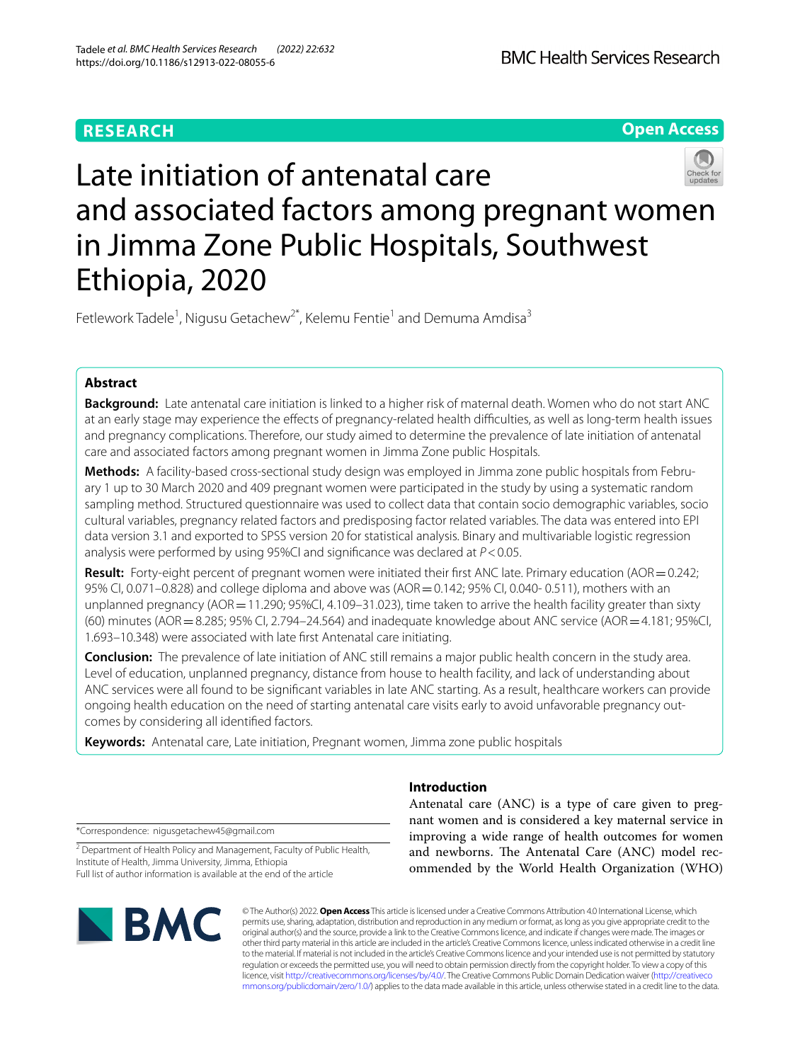**RESEARCH** **Open Access**

# Late initiation of antenatal care and associated factors among pregnant women in Jimma Zone Public Hospitals, Southwest Ethiopia, 2020

Fetlework Tadele[1], Nigusu Getachew[2*], Kelemu Fentie[1] and Demuma Amdisa[3]

## Abstract

**Background:** Late antenatal care initiation is linked to a higher risk of maternal death. Women who do not start ANC at an early stage may experience the effects of pregnancy-related health difficulties, as well as long-term health issues and pregnancy complications. Therefore, our study aimed to determine the prevalence of late initiation of antenatal care and associated factors among pregnant women in Jimma Zone public Hospitals.

**Methods:** A facility-based cross-sectional study design was employed in Jimma zone public hospitals from February 1 up to 30 March 2020 and 409 pregnant women were participated in the study by using a systematic random sampling method. Structured questionnaire was used to collect data that contain socio demographic variables, socio cultural variables, pregnancy related factors and predisposing factor related variables. The data was entered into EPI data version 3.1 and exported to SPSS version 20 for statistical analysis. Binary and multivariable logistic regression analysis were performed by using 95%CI and significance was declared at $P<0.05$.

**Result:** Forty-eight percent of pregnant women were initiated their first ANC late. Primary education (AOR = 0.242; 95% CI, 0.071–0.828) and college diploma and above was (AOR = 0.142; 95% CI, 0.040- 0.511), mothers with an unplanned pregnancy (AOR = 11.290; 95%CI, 4.109–31.023), time taken to arrive the health facility greater than sixty (60) minutes (AOR = 8.285; 95% CI, 2.794–24.564) and inadequate knowledge about ANC service (AOR = 4.181; 95%CI, 1.693–10.348) were associated with late first Antenatal care initiating.

**Conclusion:** The prevalence of late initiation of ANC still remains a major public health concern in the study area. Level of education, unplanned pregnancy, distance from house to health facility, and lack of understanding about ANC services were all found to be significant variables in late ANC starting. As a result, healthcare workers can provide ongoing health education on the need of starting antenatal care visits early to avoid unfavorable pregnancy outcomes by considering all identified factors.

**Keywords:** Antenatal care, Late initiation, Pregnant women, Jimma zone public hospitals

## Introduction

Antenatal care (ANC) is a type of care given to pregnant women and is considered a key maternal service in improving a wide range of health outcomes for women and newborns. The Antenatal Care (ANC) model recommended by the World Health Organization (WHO)

*Correspondence: nigusgetachew45@gmail.com

[2] Department of Health Policy and Management, Faculty of Public Health, Institute of Health, Jimma University, Jimma, Ethiopia

Full list of author information is available at the end of the article

© The Author(s) 2022. **Open Access** This article is licensed under a Creative Commons Attribution 4.0 International License, which permits use, sharing, adaptation, distribution and reproduction in any medium or format, as long as you give appropriate credit to the original author(s) and the source, provide a link to the Creative Commons licence, and indicate if changes were made. The images or other third party material in this article are included in the article's Creative Commons licence, unless indicated otherwise in a credit line to the material. If material is not included in the article's Creative Commons licence and your intended use is not permitted by statutory regulation or exceeds the permitted use, you will need to obtain permission directly from the copyright holder. To view a copy of this licence, visit http://creativecommons.org/licenses/by/4.0/. The Creative Commons Public Domain Dedication waiver (http://creativecommons.org/publicdomain/zero/1.0/) applies to the data made available in this article, unless otherwise stated in a credit line to the data.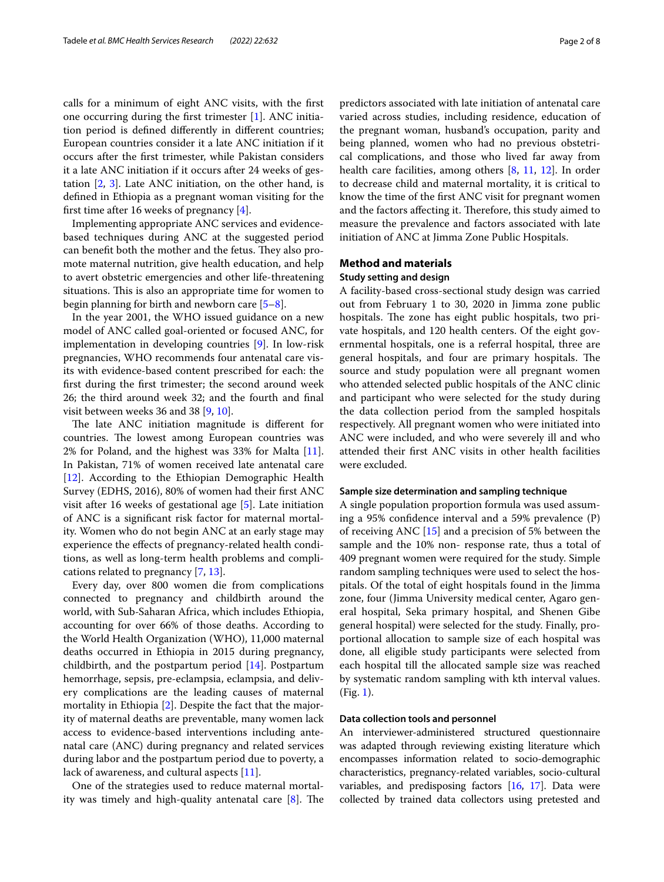calls for a minimum of eight ANC visits, with the first one occurring during the first trimester [1]. ANC initiation period is defined differently in different countries; European countries consider it a late ANC initiation if it occurs after the first trimester, while Pakistan considers it a late ANC initiation if it occurs after 24 weeks of gestation [2, 3]. Late ANC initiation, on the other hand, is defined in Ethiopia as a pregnant woman visiting for the first time after 16 weeks of pregnancy [4].

Implementing appropriate ANC services and evidence-based techniques during ANC at the suggested period can benefit both the mother and the fetus. They also promote maternal nutrition, give health education, and help to avert obstetric emergencies and other life-threatening situations. This is also an appropriate time for women to begin planning for birth and newborn care [5–8].

In the year 2001, the WHO issued guidance on a new model of ANC called goal-oriented or focused ANC, for implementation in developing countries [9]. In low-risk pregnancies, WHO recommends four antenatal care visits with evidence-based content prescribed for each: the first during the first trimester; the second around week 26; the third around week 32; and the fourth and final visit between weeks 36 and 38 [9, 10].

The late ANC initiation magnitude is different for countries. The lowest among European countries was 2% for Poland, and the highest was 33% for Malta [11]. In Pakistan, 71% of women received late antenatal care [12]. According to the Ethiopian Demographic Health Survey (EDHS, 2016), 80% of women had their first ANC visit after 16 weeks of gestational age [5]. Late initiation of ANC is a significant risk factor for maternal mortality. Women who do not begin ANC at an early stage may experience the effects of pregnancy-related health conditions, as well as long-term health problems and complications related to pregnancy [7, 13].

Every day, over 800 women die from complications connected to pregnancy and childbirth around the world, with Sub-Saharan Africa, which includes Ethiopia, accounting for over 66% of those deaths. According to the World Health Organization (WHO), 11,000 maternal deaths occurred in Ethiopia in 2015 during pregnancy, childbirth, and the postpartum period [14]. Postpartum hemorrhage, sepsis, pre-eclampsia, eclampsia, and delivery complications are the leading causes of maternal mortality in Ethiopia [2]. Despite the fact that the majority of maternal deaths are preventable, many women lack access to evidence-based interventions including antenatal care (ANC) during pregnancy and related services during labor and the postpartum period due to poverty, a lack of awareness, and cultural aspects [11].

One of the strategies used to reduce maternal mortality was timely and high-quality antenatal care [8]. The predictors associated with late initiation of antenatal care varied across studies, including residence, education of the pregnant woman, husband's occupation, parity and being planned, women who had no previous obstetrical complications, and those who lived far away from health care facilities, among others [8, 11, 12]. In order to decrease child and maternal mortality, it is critical to know the time of the first ANC visit for pregnant women and the factors affecting it. Therefore, this study aimed to measure the prevalence and factors associated with late initiation of ANC at Jimma Zone Public Hospitals.

## Method and materials

### Study setting and design

A facility-based cross-sectional study design was carried out from February 1 to 30, 2020 in Jimma zone public hospitals. The zone has eight public hospitals, two private hospitals, and 120 health centers. Of the eight governmental hospitals, one is a referral hospital, three are general hospitals, and four are primary hospitals. The source and study population were all pregnant women who attended selected public hospitals of the ANC clinic and participant who were selected for the study during the data collection period from the sampled hospitals respectively. All pregnant women who were initiated into ANC were included, and who were severely ill and who attended their first ANC visits in other health facilities were excluded.

#### Sample size determination and sampling technique

A single population proportion formula was used assuming a 95% confidence interval and a 59% prevalence (P) of receiving ANC [15] and a precision of 5% between the sample and the 10% non- response rate, thus a total of 409 pregnant women were required for the study. Simple random sampling techniques were used to select the hospitals. Of the total of eight hospitals found in the Jimma zone, four (Jimma University medical center, Agaro general hospital, Seka primary hospital, and Shenen Gibe general hospital) were selected for the study. Finally, proportional allocation to sample size of each hospital was done, all eligible study participants were selected from each hospital till the allocated sample size was reached by systematic random sampling with kth interval values. (Fig. 1).

#### Data collection tools and personnel

An interviewer-administered structured questionnaire was adapted through reviewing existing literature which encompasses information related to socio-demographic characteristics, pregnancy-related variables, socio-cultural variables, and predisposing factors [16, 17]. Data were collected by trained data collectors using pretested and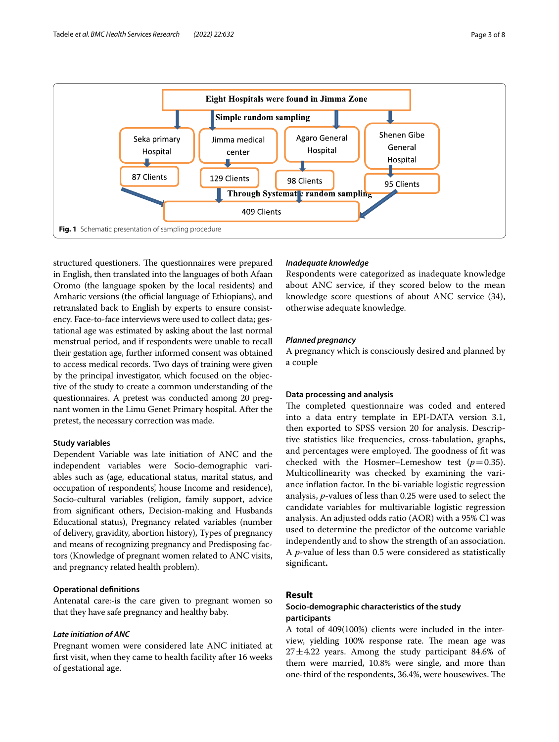Eight Hospitals were found in Jimma Zone

Simple random sampling

Seka primary Hospital — 87 Clients

Jimma medical center — 129 Clients

Agaro General Hospital — 98 Clients

Shenen Gibe General Hospital — 95 Clients

Through Systematic random sampling

409 Clients

**Fig. 1** Schematic presentation of sampling procedure

structured questioners. The questionnaires were prepared in English, then translated into the languages of both Afaan Oromo (the language spoken by the local residents) and Amharic versions (the official language of Ethiopians), and retranslated back to English by experts to ensure consistency. Face-to-face interviews were used to collect data; gestational age was estimated by asking about the last normal menstrual period, and if respondents were unable to recall their gestation age, further informed consent was obtained to access medical records. Two days of training were given by the principal investigator, which focused on the objective of the study to create a common understanding of the questionnaires. A pretest was conducted among 20 pregnant women in the Limu Genet Primary hospital. After the pretest, the necessary correction was made.

### Study variables

Dependent Variable was late initiation of ANC and the independent variables were Socio-demographic variables such as (age, educational status, marital status, and occupation of respondents', house Income and residence), Socio-cultural variables (religion, family support, advice from significant others, Decision-making and Husbands Educational status), Pregnancy related variables (number of delivery, gravidity, abortion history), Types of pregnancy and means of recognizing pregnancy and Predisposing factors (Knowledge of pregnant women related to ANC visits, and pregnancy related health problem).

### Operational definitions

Antenatal care:-is the care given to pregnant women so that they have safe pregnancy and healthy baby.

#### *Late initiation of ANC*

Pregnant women were considered late ANC initiated at first visit, when they came to health facility after 16 weeks of gestational age.

#### *Inadequate knowledge*

Respondents were categorized as inadequate knowledge about ANC service, if they scored below to the mean knowledge score questions of about ANC service (34), otherwise adequate knowledge.

#### *Planned pregnancy*

A pregnancy which is consciously desired and planned by a couple

### Data processing and analysis

The completed questionnaire was coded and entered into a data entry template in EPI-DATA version 3.1, then exported to SPSS version 20 for analysis. Descriptive statistics like frequencies, cross-tabulation, graphs, and percentages were employed. The goodness of fit was checked with the Hosmer–Lemeshow test ($p = 0.35$). Multicollinearity was checked by examining the variance inflation factor. In the bi-variable logistic regression analysis, $p$-values of less than 0.25 were used to select the candidate variables for multivariable logistic regression analysis. An adjusted odds ratio (AOR) with a 95% CI was used to determine the predictor of the outcome variable independently and to show the strength of an association. A $p$-value of less than 0.5 were considered as statistically significant**.**

## Result

### Socio-demographic characteristics of the study participants

A total of 409(100%) clients were included in the interview, yielding 100% response rate. The mean age was $27 \pm 4.22$ years. Among the study participant 84.6% of them were married, 10.8% were single, and more than one-third of the respondents, 36.4%, were housewives. The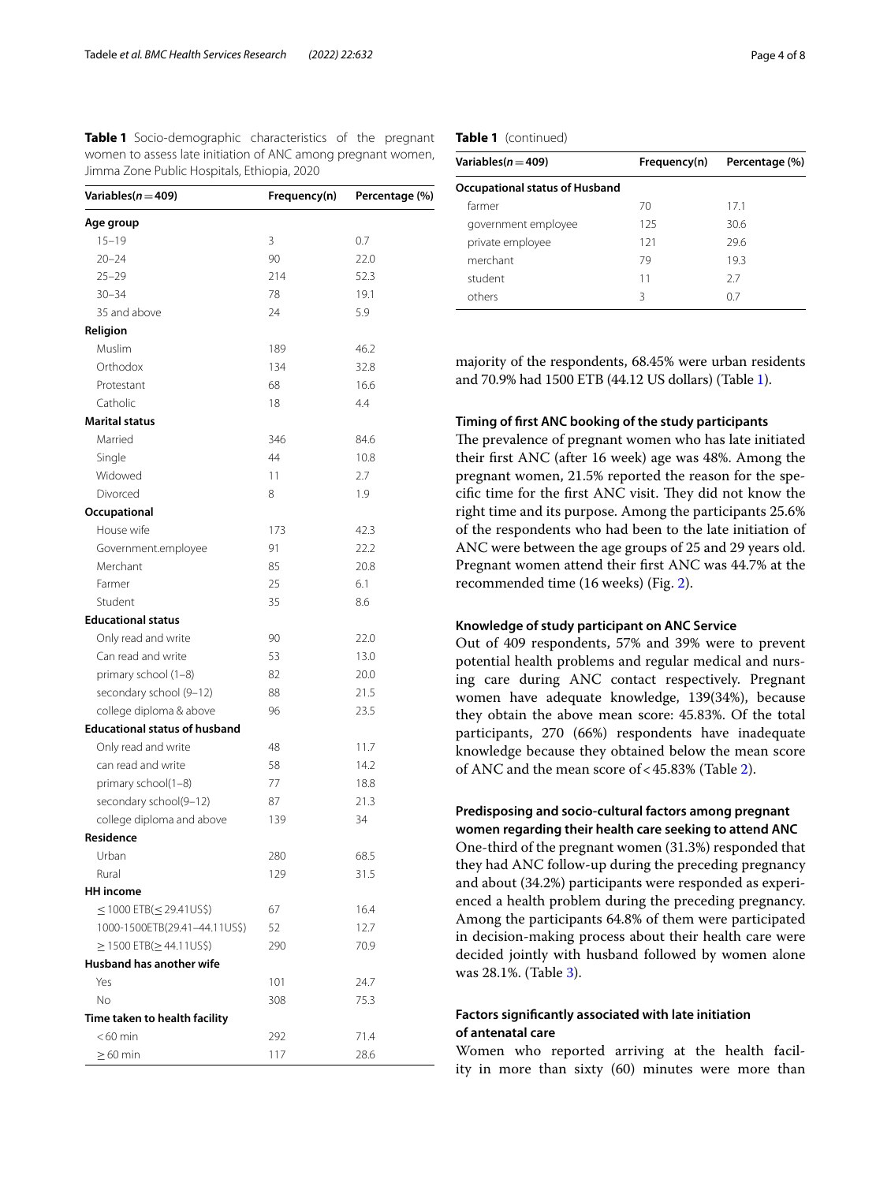**Table 1** Socio-demographic characteristics of the pregnant women to assess late initiation of ANC among pregnant women, Jimma Zone Public Hospitals, Ethiopia, 2020

| Variables($n=409$) | Frequency(n) | Percentage (%) |
|---|---|---|
| **Age group** | | |
| 15–19 | 3 | 0.7 |
| 20–24 | 90 | 22.0 |
| 25–29 | 214 | 52.3 |
| 30–34 | 78 | 19.1 |
| 35 and above | 24 | 5.9 |
| **Religion** | | |
| Muslim | 189 | 46.2 |
| Orthodox | 134 | 32.8 |
| Protestant | 68 | 16.6 |
| Catholic | 18 | 4.4 |
| **Marital status** | | |
| Married | 346 | 84.6 |
| Single | 44 | 10.8 |
| Widowed | 11 | 2.7 |
| Divorced | 8 | 1.9 |
| **Occupational** | | |
| House wife | 173 | 42.3 |
| Government.employee | 91 | 22.2 |
| Merchant | 85 | 20.8 |
| Farmer | 25 | 6.1 |
| Student | 35 | 8.6 |
| **Educational status** | | |
| Only read and write | 90 | 22.0 |
| Can read and write | 53 | 13.0 |
| primary school (1–8) | 82 | 20.0 |
| secondary school (9–12) | 88 | 21.5 |
| college diploma & above | 96 | 23.5 |
| **Educational status of husband** | | |
| Only read and write | 48 | 11.7 |
| can read and write | 58 | 14.2 |
| primary school(1–8) | 77 | 18.8 |
| secondary school(9–12) | 87 | 21.3 |
| college diploma and above | 139 | 34 |
| **Residence** | | |
| Urban | 280 | 68.5 |
| Rural | 129 | 31.5 |
| **HH income** | | |
| ≤ 1000 ETB(≤ 29.41US$) | 67 | 16.4 |
| 1000-1500ETB(29.41–44.11US$) | 52 | 12.7 |
| ≥ 1500 ETB(≥ 44.11US$) | 290 | 70.9 |
| **Husband has another wife** | | |
| Yes | 101 | 24.7 |
| No | 308 | 75.3 |
| **Time taken to health facility** | | |
| < 60 min | 292 | 71.4 |
| ≥ 60 min | 117 | 28.6 |
| **Occupational status of Husband** | | |
| farmer | 70 | 17.1 |
| government employee | 125 | 30.6 |
| private employee | 121 | 29.6 |
| merchant | 79 | 19.3 |
| student | 11 | 2.7 |
| others | 3 | 0.7 |

majority of the respondents, 68.45% were urban residents and 70.9% had 1500 ETB (44.12 US dollars) (Table 1).

### Timing of first ANC booking of the study participants

The prevalence of pregnant women who has late initiated their first ANC (after 16 week) age was 48%. Among the pregnant women, 21.5% reported the reason for the specific time for the first ANC visit. They did not know the right time and its purpose. Among the participants 25.6% of the respondents who had been to the late initiation of ANC were between the age groups of 25 and 29 years old. Pregnant women attend their first ANC was 44.7% at the recommended time (16 weeks) (Fig. 2).

### Knowledge of study participant on ANC Service

Out of 409 respondents, 57% and 39% were to prevent potential health problems and regular medical and nursing care during ANC contact respectively. Pregnant women have adequate knowledge, 139(34%), because they obtain the above mean score: 45.83%. Of the total participants, 270 (66%) respondents have inadequate knowledge because they obtained below the mean score of ANC and the mean score of < 45.83% (Table 2).

### Predisposing and socio-cultural factors among pregnant women regarding their health care seeking to attend ANC

One-third of the pregnant women (31.3%) responded that they had ANC follow-up during the preceding pregnancy and about (34.2%) participants were responded as experienced a health problem during the preceding pregnancy. Among the participants 64.8% of them were participated in decision-making process about their health care were decided jointly with husband followed by women alone was 28.1%. (Table 3).

### Factors significantly associated with late initiation of antenatal care

Women who reported arriving at the health facility in more than sixty (60) minutes were more than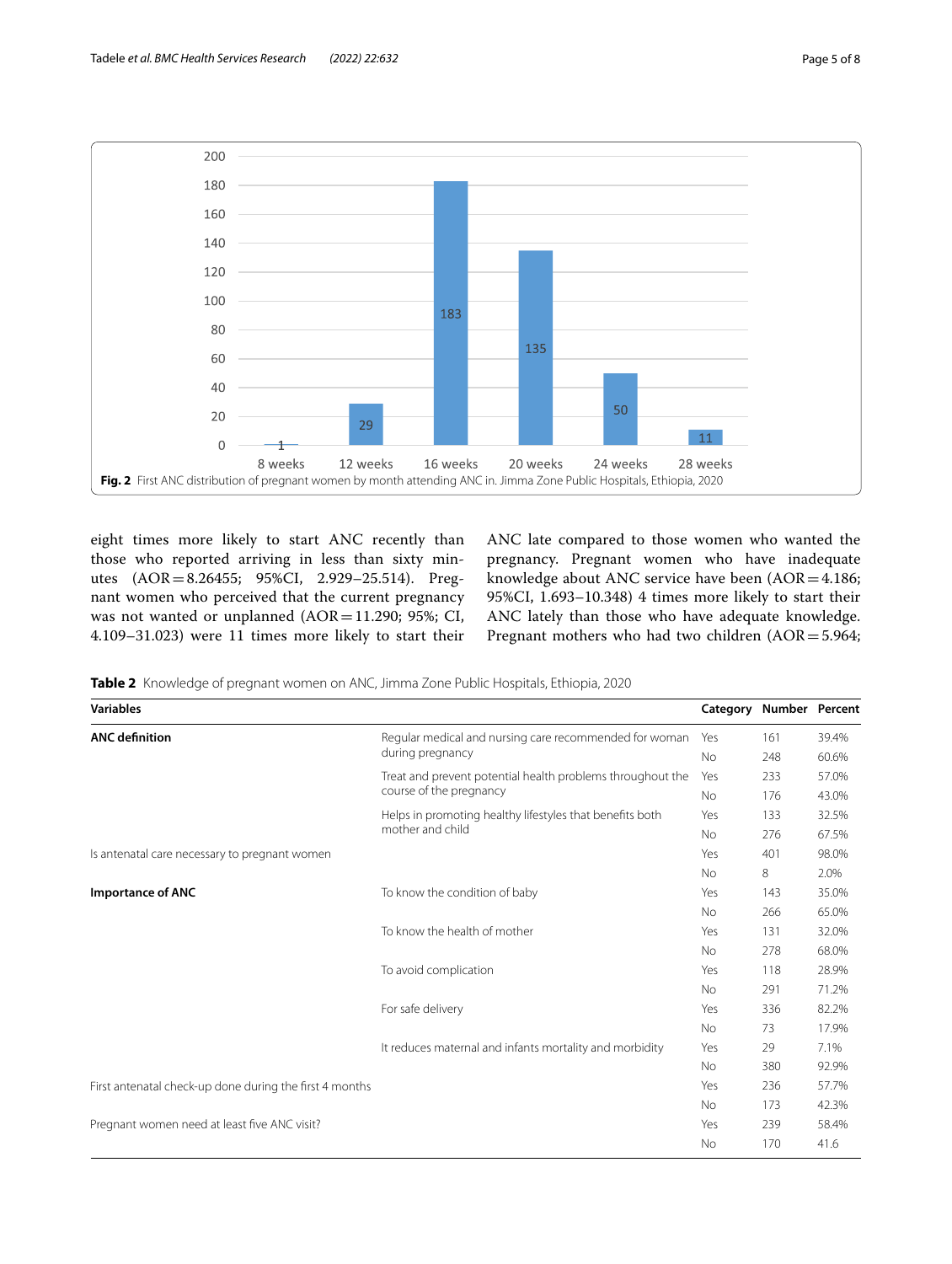Fig. 2 First ANC distribution of pregnant women by month attending ANC in. Jimma Zone Public Hospitals, Ethiopia, 2020

eight times more likely to start ANC recently than those who reported arriving in less than sixty minutes (AOR = 8.26455; 95%CI, 2.929–25.514). Pregnant women who perceived that the current pregnancy was not wanted or unplanned (AOR = 11.290; 95%; CI, 4.109–31.023) were 11 times more likely to start their ANC late compared to those women who wanted the pregnancy. Pregnant women who have inadequate knowledge about ANC service have been (AOR = 4.186; 95%CI, 1.693–10.348) 4 times more likely to start their ANC lately than those who have adequate knowledge. Pregnant mothers who had two children (AOR = 5.964;

**Table 2** Knowledge of pregnant women on ANC, Jimma Zone Public Hospitals, Ethiopia, 2020

| Variables | | Category | Number | Percent |
|---|---|---|---|---|
| **ANC definition** | Regular medical and nursing care recommended for woman during pregnancy | Yes | 161 | 39.4% |
| | | No | 248 | 60.6% |
| | Treat and prevent potential health problems throughout the course of the pregnancy | Yes | 233 | 57.0% |
| | | No | 176 | 43.0% |
| | Helps in promoting healthy lifestyles that benefits both mother and child | Yes | 133 | 32.5% |
| | | No | 276 | 67.5% |
| Is antenatal care necessary to pregnant women | | Yes | 401 | 98.0% |
| | | No | 8 | 2.0% |
| **Importance of ANC** | To know the condition of baby | Yes | 143 | 35.0% |
| | | No | 266 | 65.0% |
| | To know the health of mother | Yes | 131 | 32.0% |
| | | No | 278 | 68.0% |
| | To avoid complication | Yes | 118 | 28.9% |
| | | No | 291 | 71.2% |
| | For safe delivery | Yes | 336 | 82.2% |
| | | No | 73 | 17.9% |
| | It reduces maternal and infants mortality and morbidity | Yes | 29 | 7.1% |
| | | No | 380 | 92.9% |
| First antenatal check-up done during the first 4 months | | Yes | 236 | 57.7% |
| | | No | 173 | 42.3% |
| Pregnant women need at least five ANC visit? | | Yes | 239 | 58.4% |
| | | No | 170 | 41.6 |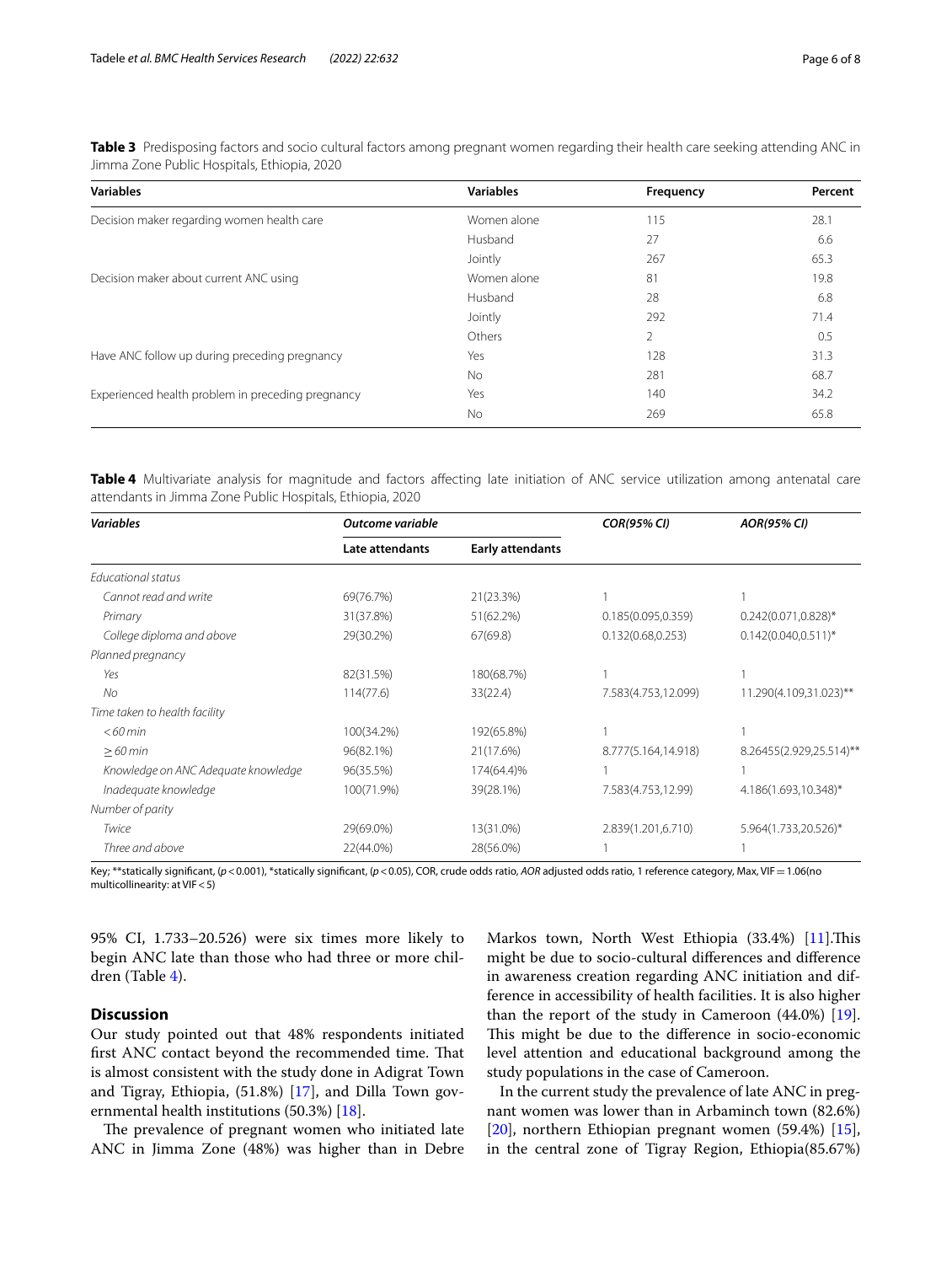**Table 3** Predisposing factors and socio cultural factors among pregnant women regarding their health care seeking attending ANC in Jimma Zone Public Hospitals, Ethiopia, 2020

| Variables | Variables | Frequency | Percent |
|---|---|---|---|
| Decision maker regarding women health care | Women alone | 115 | 28.1 |
| | Husband | 27 | 6.6 |
| | Jointly | 267 | 65.3 |
| Decision maker about current ANC using | Women alone | 81 | 19.8 |
| | Husband | 28 | 6.8 |
| | Jointly | 292 | 71.4 |
| | Others | 2 | 0.5 |
| Have ANC follow up during preceding pregnancy | Yes | 128 | 31.3 |
| | No | 281 | 68.7 |
| Experienced health problem in preceding pregnancy | Yes | 140 | 34.2 |
| | No | 269 | 65.8 |

**Table 4** Multivariate analysis for magnitude and factors affecting late initiation of ANC service utilization among antenatal care attendants in Jimma Zone Public Hospitals, Ethiopia, 2020

| *Variables* | *Outcome variable* | | *COR(95% CI)* | *AOR(95% CI)* |
|---|---|---|---|---|
| | Late attendants | Early attendants | | |
| *Educational status* | | | | |
| *Cannot read and write* | 69(76.7%) | 21(23.3%) | 1 | 1 |
| *Primary* | 31(37.8%) | 51(62.2%) | 0.185(0.095,0.359) | 0.242(0.071,0.828)* |
| *College diploma and above* | 29(30.2%) | 67(69.8) | 0.132(0.68,0.253) | 0.142(0.040,0.511)* |
| *Planned pregnancy* | | | | |
| *Yes* | 82(31.5%) | 180(68.7%) | 1 | 1 |
| *No* | 114(77.6) | 33(22.4) | 7.583(4.753,12.099) | 11.290(4.109,31.023)** |
| *Time taken to health facility* | | | | |
| *<60 min* | 100(34.2%) | 192(65.8%) | 1 | 1 |
| *≥60 min* | 96(82.1%) | 21(17.6%) | 8.777(5.164,14.918) | 8.26455(2.929,25.514)** |
| *Knowledge on ANC Adequate knowledge* | 96(35.5%) | 174(64.4)% | 1 | 1 |
| *Inadequate knowledge* | 100(71.9%) | 39(28.1%) | 7.583(4.753,12.99) | 4.186(1.693,10.348)* |
| *Number of parity* | | | | |
| *Twice* | 29(69.0%) | 13(31.0%) | 2.839(1.201,6.710) | 5.964(1.733,20.526)* |
| *Three and above* | 22(44.0%) | 28(56.0%) | 1 | 1 |

Key; **statically significant, ($p<0.001$), *statically significant, ($p<0.05$), COR, crude odds ratio, *AOR* adjusted odds ratio, 1 reference category, Max, VIF = 1.06(no multicollinearity: at VIF < 5)

95% CI, 1.733–20.526) were six times more likely to begin ANC late than those who had three or more children (Table 4).

## Discussion

Our study pointed out that 48% respondents initiated first ANC contact beyond the recommended time. That is almost consistent with the study done in Adigrat Town and Tigray, Ethiopia, (51.8%) [17], and Dilla Town governmental health institutions (50.3%) [18].

The prevalence of pregnant women who initiated late ANC in Jimma Zone (48%) was higher than in Debre Markos town, North West Ethiopia (33.4%) [11].This might be due to socio-cultural differences and difference in awareness creation regarding ANC initiation and difference in accessibility of health facilities. It is also higher than the report of the study in Cameroon (44.0%) [19]. This might be due to the difference in socio-economic level attention and educational background among the study populations in the case of Cameroon.

In the current study the prevalence of late ANC in pregnant women was lower than in Arbaminch town (82.6%) [20], northern Ethiopian pregnant women (59.4%) [15], in the central zone of Tigray Region, Ethiopia(85.67%)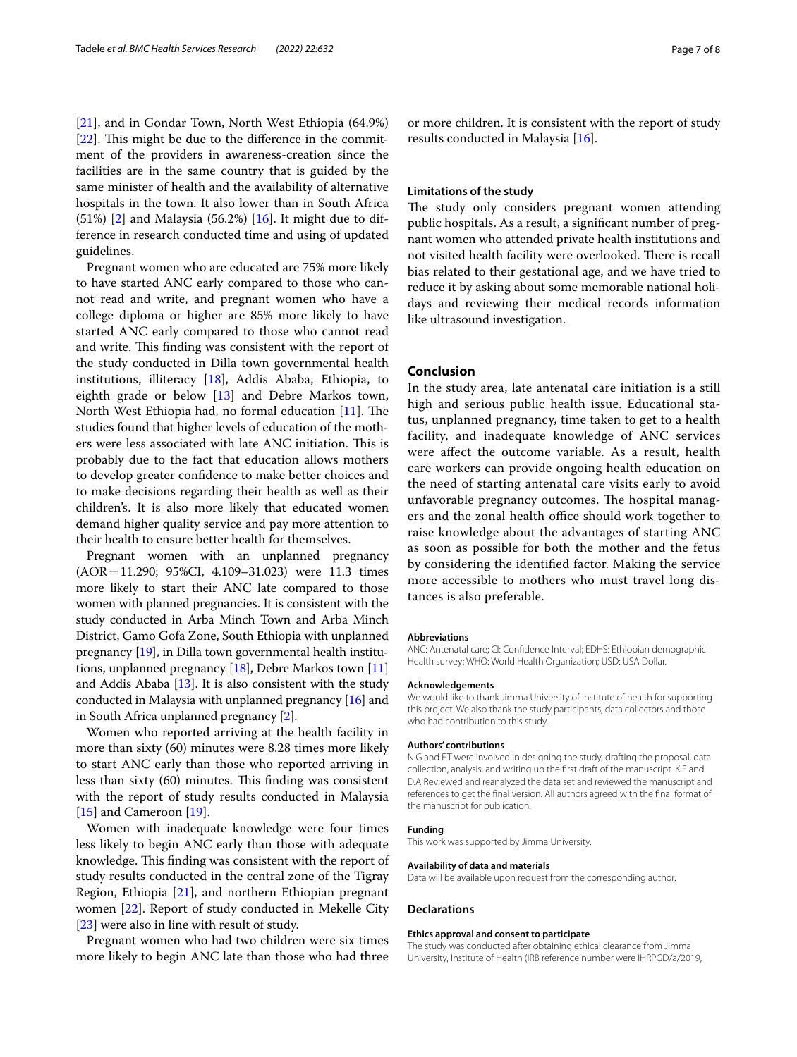[21], and in Gondar Town, North West Ethiopia (64.9%) [22]. This might be due to the difference in the commitment of the providers in awareness-creation since the facilities are in the same country that is guided by the same minister of health and the availability of alternative hospitals in the town. It also lower than in South Africa (51%) [2] and Malaysia (56.2%) [16]. It might due to difference in research conducted time and using of updated guidelines.

Pregnant women who are educated are 75% more likely to have started ANC early compared to those who cannot read and write, and pregnant women who have a college diploma or higher are 85% more likely to have started ANC early compared to those who cannot read and write. This finding was consistent with the report of the study conducted in Dilla town governmental health institutions, illiteracy [18], Addis Ababa, Ethiopia, to eighth grade or below [13] and Debre Markos town, North West Ethiopia had, no formal education [11]. The studies found that higher levels of education of the mothers were less associated with late ANC initiation. This is probably due to the fact that education allows mothers to develop greater confidence to make better choices and to make decisions regarding their health as well as their children's. It is also more likely that educated women demand higher quality service and pay more attention to their health to ensure better health for themselves.

Pregnant women with an unplanned pregnancy (AOR = 11.290; 95%CI, 4.109–31.023) were 11.3 times more likely to start their ANC late compared to those women with planned pregnancies. It is consistent with the study conducted in Arba Minch Town and Arba Minch District, Gamo Gofa Zone, South Ethiopia with unplanned pregnancy [19], in Dilla town governmental health institutions, unplanned pregnancy [18], Debre Markos town [11] and Addis Ababa [13]. It is also consistent with the study conducted in Malaysia with unplanned pregnancy [16] and in South Africa unplanned pregnancy [2].

Women who reported arriving at the health facility in more than sixty (60) minutes were 8.28 times more likely to start ANC early than those who reported arriving in less than sixty (60) minutes. This finding was consistent with the report of study results conducted in Malaysia [15] and Cameroon [19].

Women with inadequate knowledge were four times less likely to begin ANC early than those with adequate knowledge. This finding was consistent with the report of study results conducted in the central zone of the Tigray Region, Ethiopia [21], and northern Ethiopian pregnant women [22]. Report of study conducted in Mekelle City [23] were also in line with result of study.

Pregnant women who had two children were six times more likely to begin ANC late than those who had three or more children. It is consistent with the report of study results conducted in Malaysia [16].

### Limitations of the study

The study only considers pregnant women attending public hospitals. As a result, a significant number of pregnant women who attended private health institutions and not visited health facility were overlooked. There is recall bias related to their gestational age, and we have tried to reduce it by asking about some memorable national holidays and reviewing their medical records information like ultrasound investigation.

## Conclusion

In the study area, late antenatal care initiation is a still high and serious public health issue. Educational status, unplanned pregnancy, time taken to get to a health facility, and inadequate knowledge of ANC services were affect the outcome variable. As a result, health care workers can provide ongoing health education on the need of starting antenatal care visits early to avoid unfavorable pregnancy outcomes. The hospital managers and the zonal health office should work together to raise knowledge about the advantages of starting ANC as soon as possible for both the mother and the fetus by considering the identified factor. Making the service more accessible to mothers who must travel long distances is also preferable.

#### Abbreviations

ANC: Antenatal care; CI: Confidence Interval; EDHS: Ethiopian demographic Health survey; WHO: World Health Organization; USD: USA Dollar.

#### Acknowledgements

We would like to thank Jimma University of institute of health for supporting this project. We also thank the study participants, data collectors and those who had contribution to this study.

#### Authors' contributions

N.G and F.T were involved in designing the study, drafting the proposal, data collection, analysis, and writing up the first draft of the manuscript. K.F and D.A Reviewed and reanalyzed the data set and reviewed the manuscript and references to get the final version. All authors agreed with the final format of the manuscript for publication.

#### Funding

This work was supported by Jimma University.

#### Availability of data and materials

Data will be available upon request from the corresponding author.

### Declarations

#### Ethics approval and consent to participate

The study was conducted after obtaining ethical clearance from Jimma University, Institute of Health (IRB reference number were IHRPGD/a/2019,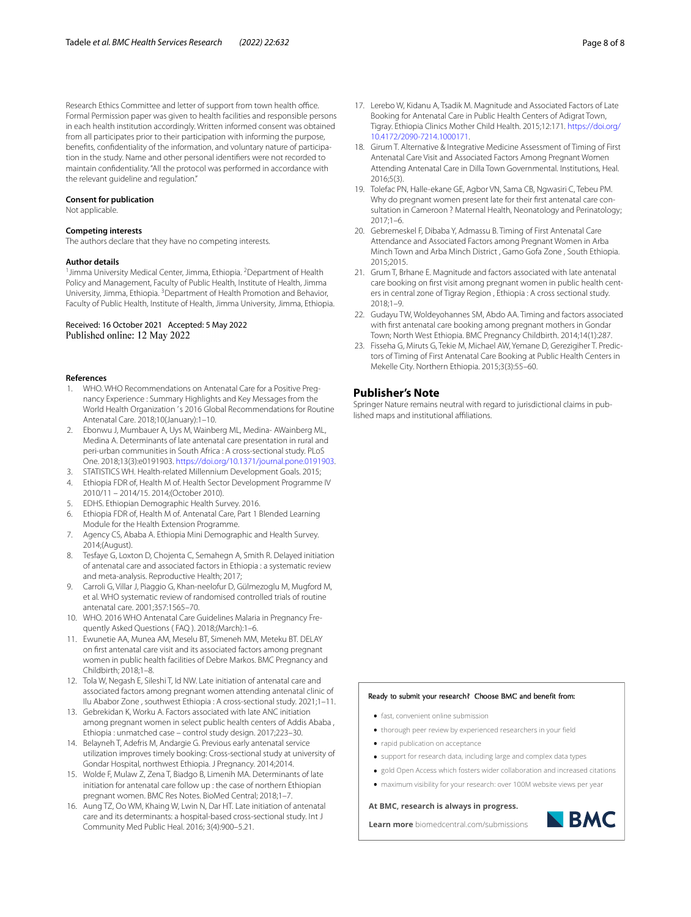Research Ethics Committee and letter of support from town health office. Formal Permission paper was given to health facilities and responsible persons in each health institution accordingly. Written informed consent was obtained from all participants prior to their participation with informing the purpose, benefits, confidentiality of the information, and voluntary nature of participation in the study. Name and other personal identifiers were not recorded to maintain confidentiality. "All the protocol was performed in accordance with the relevant guideline and regulation."

### Consent for publication

Not applicable.

### Competing interests

The authors declare that they have no competing interests.

### Author details

[1]Jimma University Medical Center, Jimma, Ethiopia. [2]Department of Health Policy and Management, Faculty of Public Health, Institute of Health, Jimma University, Jimma, Ethiopia. [3]Department of Health Promotion and Behavior, Faculty of Public Health, Institute of Health, Jimma University, Jimma, Ethiopia.

Received: 16 October 2021 Accepted: 5 May 2022
Published online: 12 May 2022

### References

1. WHO. WHO Recommendations on Antenatal Care for a Positive Pregnancy Experience : Summary Highlights and Key Messages from the World Health Organization ' s 2016 Global Recommendations for Routine Antenatal Care. 2018;10(January):1–10.
2. Ebonwu J, Mumbauer A, Uys M, Wainberg ML, Medina- AWainberg ML, Medina A. Determinants of late antenatal care presentation in rural and peri-urban communities in South Africa : A cross-sectional study. PLoS One. 2018;13(3):e0191903. https://doi.org/10.1371/journal.pone.0191903.
3. STATISTICS WH. Health-related Millennium Development Goals. 2015;
4. Ethiopia FDR of, Health M of. Health Sector Development Programme IV 2010/11 – 2014/15. 2014;(October 2010).
5. EDHS. Ethiopian Demographic Health Survey. 2016.
6. Ethiopia FDR of, Health M of. Antenatal Care, Part 1 Blended Learning Module for the Health Extension Programme.
7. Agency CS, Ababa A. Ethiopia Mini Demographic and Health Survey. 2014;(August).
8. Tesfaye G, Loxton D, Chojenta C, Semahegn A, Smith R. Delayed initiation of antenatal care and associated factors in Ethiopia : a systematic review and meta-analysis. Reproductive Health; 2017;
9. Carroli G, Villar J, Piaggio G, Khan-neelofur D, Gülmezoglu M, Mugford M, et al. WHO systematic review of randomised controlled trials of routine antenatal care. 2001;357:1565–70.
10. WHO. 2016 WHO Antenatal Care Guidelines Malaria in Pregnancy Frequently Asked Questions ( FAQ ). 2018;(March):1–6.
11. Ewunetie AA, Munea AM, Meselu BT, Simeneh MM, Meteku BT. DELAY on first antenatal care visit and its associated factors among pregnant women in public health facilities of Debre Markos. BMC Pregnancy and Childbirth; 2018;1–8.
12. Tola W, Negash E, Sileshi T, Id NW. Late initiation of antenatal care and associated factors among pregnant women attending antenatal clinic of Ilu Ababor Zone , southwest Ethiopia : A cross-sectional study. 2021;1–11.
13. Gebrekidan K, Worku A. Factors associated with late ANC initiation among pregnant women in select public health centers of Addis Ababa , Ethiopia : unmatched case – control study design. 2017;223–30.
14. Belayneh T, Adefris M, Andargie G. Previous early antenatal service utilization improves timely booking: Cross-sectional study at university of Gondar Hospital, northwest Ethiopia. J Pregnancy. 2014;2014.
15. Wolde F, Mulaw Z, Zena T, Biadgo B, Limenih MA. Determinants of late initiation for antenatal care follow up : the case of northern Ethiopian pregnant women. BMC Res Notes. BioMed Central; 2018;1–7.
16. Aung TZ, Oo WM, Khaing W, Lwin N, Dar HT. Late initiation of antenatal care and its determinants: a hospital-based cross-sectional study. Int J Community Med Public Heal. 2016; 3(4):900–5.21.
17. Lerebo W, Kidanu A, Tsadik M. Magnitude and Associated Factors of Late Booking for Antenatal Care in Public Health Centers of Adigrat Town, Tigray. Ethiopia Clinics Mother Child Health. 2015;12:171. https://doi.org/10.4172/2090-7214.1000171.
18. Girum T. Alternative & Integrative Medicine Assessment of Timing of First Antenatal Care Visit and Associated Factors Among Pregnant Women Attending Antenatal Care in Dilla Town Governmental. Institutions, Heal. 2016;5(3).
19. Tolefac PN, Halle-ekane GE, Agbor VN, Sama CB, Ngwasiri C, Tebeu PM. Why do pregnant women present late for their first antenatal care consultation in Cameroon ? Maternal Health, Neonatology and Perinatology; 2017;1–6.
20. Gebremeskel F, Dibaba Y, Admassu B. Timing of First Antenatal Care Attendance and Associated Factors among Pregnant Women in Arba Minch Town and Arba Minch District , Gamo Gofa Zone , South Ethiopia. 2015;2015.
21. Grum T, Brhane E. Magnitude and factors associated with late antenatal care booking on first visit among pregnant women in public health centers in central zone of Tigray Region , Ethiopia : A cross sectional study. 2018;1–9.
22. Gudayu TW, Woldeyohannes SM, Abdo AA. Timing and factors associated with first antenatal care booking among pregnant mothers in Gondar Town; North West Ethiopia. BMC Pregnancy Childbirth. 2014;14(1):287.
23. Fisseha G, Miruts G, Tekie M, Michael AW, Yemane D, Gerezigiher T. Predictors of Timing of First Antenatal Care Booking at Public Health Centers in Mekelle City. Northern Ethiopia. 2015;3(3):55–60.

## Publisher's Note

Springer Nature remains neutral with regard to jurisdictional claims in published maps and institutional affiliations.

Ready to submit your research? Choose BMC and benefit from:

- fast, convenient online submission
- thorough peer review by experienced researchers in your field
- rapid publication on acceptance
- support for research data, including large and complex data types
- gold Open Access which fosters wider collaboration and increased citations
- maximum visibility for your research: over 100M website views per year

**At BMC, research is always in progress.**

**Learn more** biomedcentral.com/submissions

BMC